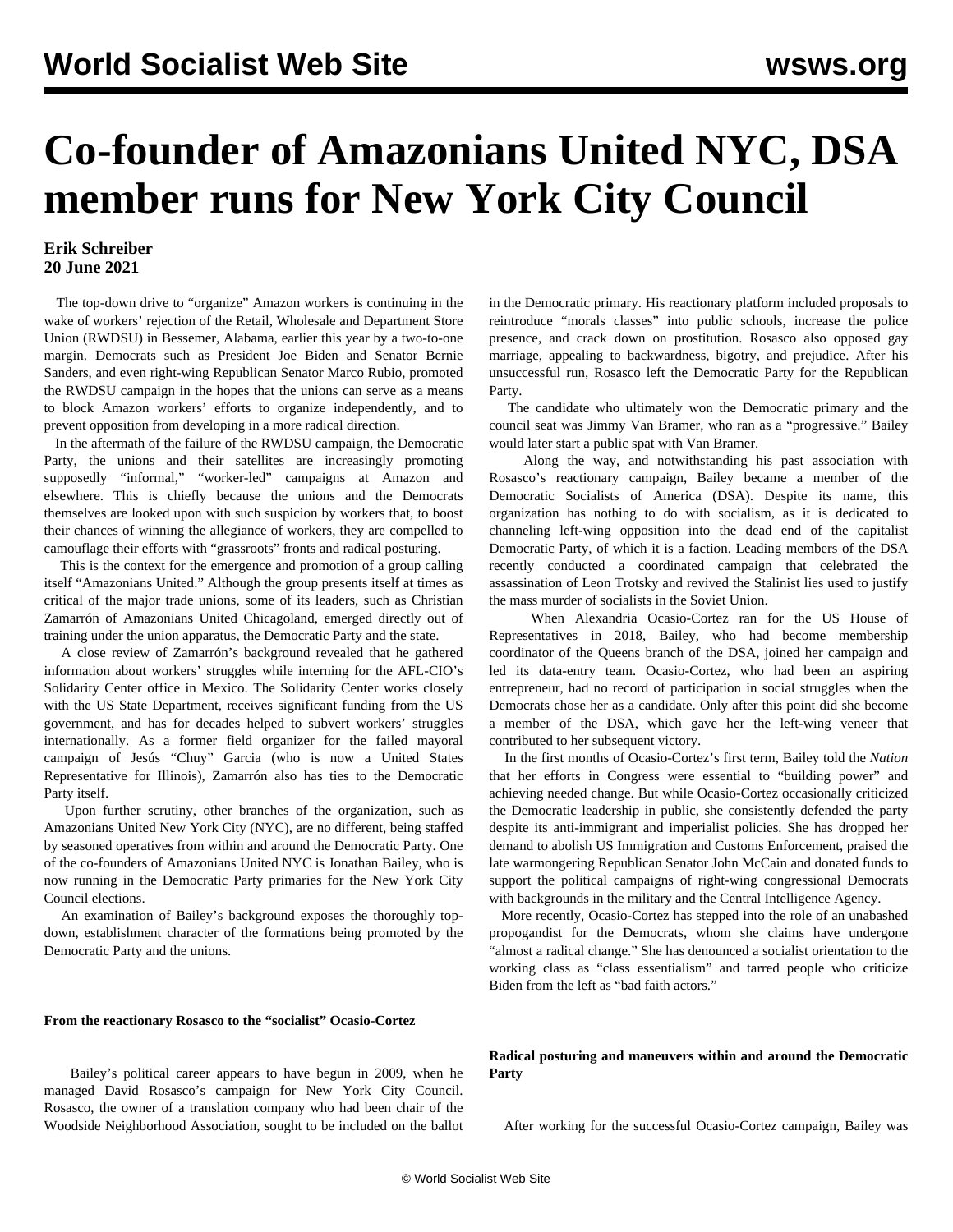# Co-founder of Amazonians United NYC, DSA member runs for New York City Council

**Erik Schreiber**
**20 June 2021**

The top-down drive to "organize" Amazon workers is continuing in the wake of workers' rejection of the Retail, Wholesale and Department Store Union (RWDSU) in Bessemer, Alabama, earlier this year by a two-to-one margin. Democrats such as President Joe Biden and Senator Bernie Sanders, and even right-wing Republican Senator Marco Rubio, promoted the RWDSU campaign in the hopes that the unions can serve as a means to block Amazon workers' efforts to organize independently, and to prevent opposition from developing in a more radical direction.

In the aftermath of the failure of the RWDSU campaign, the Democratic Party, the unions and their satellites are increasingly promoting supposedly "informal," "worker-led" campaigns at Amazon and elsewhere. This is chiefly because the unions and the Democrats themselves are looked upon with such suspicion by workers that, to boost their chances of winning the allegiance of workers, they are compelled to camouflage their efforts with "grassroots" fronts and radical posturing.

This is the context for the emergence and promotion of a group calling itself "Amazonians United." Although the group presents itself at times as critical of the major trade unions, some of its leaders, such as Christian Zamarrón of Amazonians United Chicagoland, emerged directly out of training under the union apparatus, the Democratic Party and the state.

A close review of Zamarrón's background revealed that he gathered information about workers' struggles while interning for the AFL-CIO's Solidarity Center office in Mexico. The Solidarity Center works closely with the US State Department, receives significant funding from the US government, and has for decades helped to subvert workers' struggles internationally. As a former field organizer for the failed mayoral campaign of Jesús "Chuy" Garcia (who is now a United States Representative for Illinois), Zamarrón also has ties to the Democratic Party itself.

Upon further scrutiny, other branches of the organization, such as Amazonians United New York City (NYC), are no different, being staffed by seasoned operatives from within and around the Democratic Party. One of the co-founders of Amazonians United NYC is Jonathan Bailey, who is now running in the Democratic Party primaries for the New York City Council elections.

An examination of Bailey's background exposes the thoroughly top-down, establishment character of the formations being promoted by the Democratic Party and the unions.

**From the reactionary Rosasco to the "socialist" Ocasio-Cortez**

Bailey's political career appears to have begun in 2009, when he managed David Rosasco's campaign for New York City Council. Rosasco, the owner of a translation company who had been chair of the Woodside Neighborhood Association, sought to be included on the ballot in the Democratic primary. His reactionary platform included proposals to reintroduce "morals classes" into public schools, increase the police presence, and crack down on prostitution. Rosasco also opposed gay marriage, appealing to backwardness, bigotry, and prejudice. After his unsuccessful run, Rosasco left the Democratic Party for the Republican Party.

The candidate who ultimately won the Democratic primary and the council seat was Jimmy Van Bramer, who ran as a "progressive." Bailey would later start a public spat with Van Bramer.

Along the way, and notwithstanding his past association with Rosasco's reactionary campaign, Bailey became a member of the Democratic Socialists of America (DSA). Despite its name, this organization has nothing to do with socialism, as it is dedicated to channeling left-wing opposition into the dead end of the capitalist Democratic Party, of which it is a faction. Leading members of the DSA recently conducted a coordinated campaign that celebrated the assassination of Leon Trotsky and revived the Stalinist lies used to justify the mass murder of socialists in the Soviet Union.

When Alexandria Ocasio-Cortez ran for the US House of Representatives in 2018, Bailey, who had become membership coordinator of the Queens branch of the DSA, joined her campaign and led its data-entry team. Ocasio-Cortez, who had been an aspiring entrepreneur, had no record of participation in social struggles when the Democrats chose her as a candidate. Only after this point did she become a member of the DSA, which gave her the left-wing veneer that contributed to her subsequent victory.

In the first months of Ocasio-Cortez's first term, Bailey told the *Nation* that her efforts in Congress were essential to "building power" and achieving needed change. But while Ocasio-Cortez occasionally criticized the Democratic leadership in public, she consistently defended the party despite its anti-immigrant and imperialist policies. She has dropped her demand to abolish US Immigration and Customs Enforcement, praised the late warmongering Republican Senator John McCain and donated funds to support the political campaigns of right-wing congressional Democrats with backgrounds in the military and the Central Intelligence Agency.

More recently, Ocasio-Cortez has stepped into the role of an unabashed propogandist for the Democrats, whom she claims have undergone "almost a radical change." She has denounced a socialist orientation to the working class as "class essentialism" and tarred people who criticize Biden from the left as "bad faith actors."

**Radical posturing and maneuvers within and around the Democratic Party**

After working for the successful Ocasio-Cortez campaign, Bailey was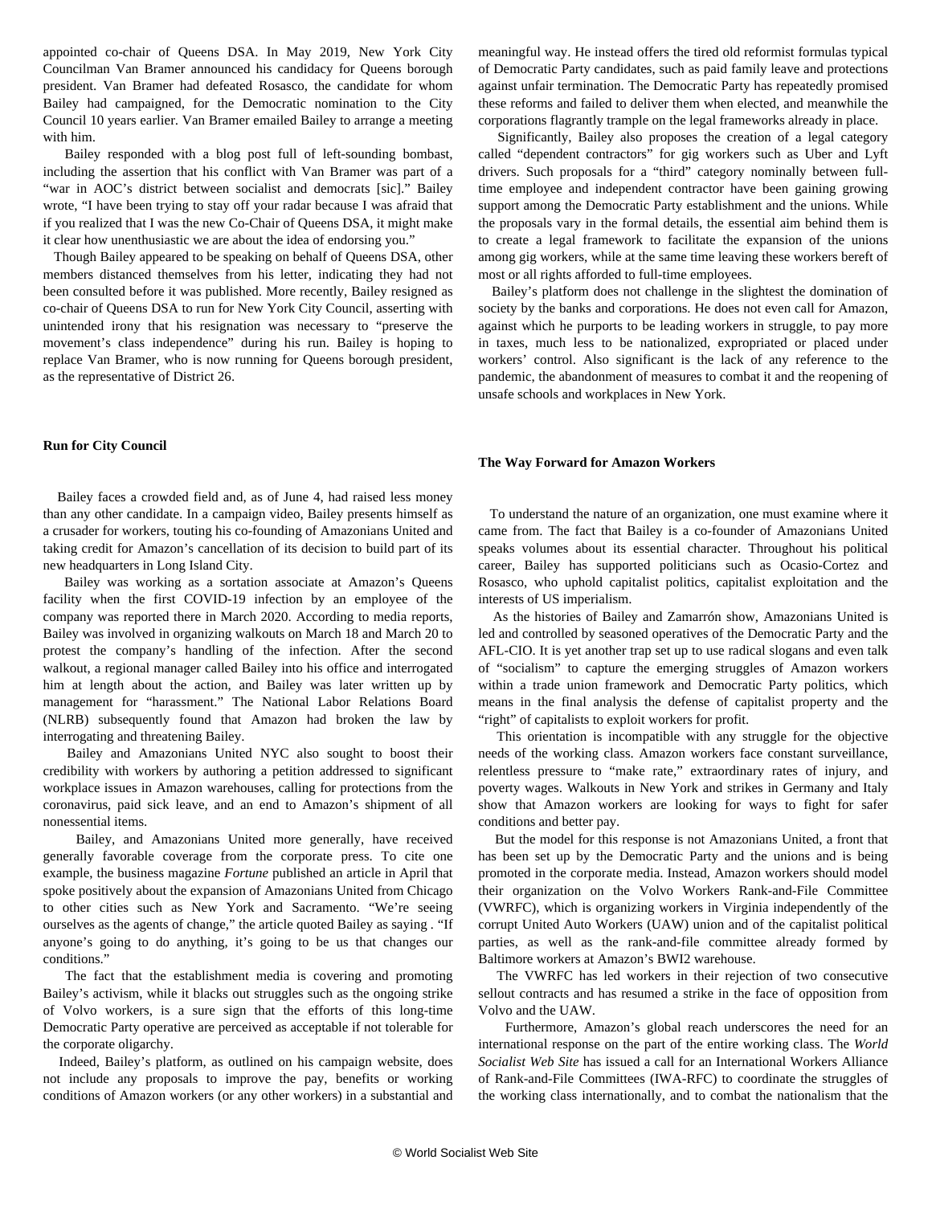appointed co-chair of Queens DSA. In May 2019, New York City Councilman Van Bramer announced his candidacy for Queens borough president. Van Bramer had defeated Rosasco, the candidate for whom Bailey had campaigned, for the Democratic nomination to the City Council 10 years earlier. Van Bramer emailed Bailey to arrange a meeting with him.

Bailey responded with a blog post full of left-sounding bombast, including the assertion that his conflict with Van Bramer was part of a "war in AOC's district between socialist and democrats [sic]." Bailey wrote, "I have been trying to stay off your radar because I was afraid that if you realized that I was the new Co-Chair of Queens DSA, it might make it clear how unenthusiastic we are about the idea of endorsing you."

Though Bailey appeared to be speaking on behalf of Queens DSA, other members distanced themselves from his letter, indicating they had not been consulted before it was published. More recently, Bailey resigned as co-chair of Queens DSA to run for New York City Council, asserting with unintended irony that his resignation was necessary to "preserve the movement's class independence" during his run. Bailey is hoping to replace Van Bramer, who is now running for Queens borough president, as the representative of District 26.

**Run for City Council**

Bailey faces a crowded field and, as of June 4, had raised less money than any other candidate. In a campaign video, Bailey presents himself as a crusader for workers, touting his co-founding of Amazonians United and taking credit for Amazon's cancellation of its decision to build part of its new headquarters in Long Island City.

Bailey was working as a sortation associate at Amazon's Queens facility when the first COVID-19 infection by an employee of the company was reported there in March 2020. According to media reports, Bailey was involved in organizing walkouts on March 18 and March 20 to protest the company's handling of the infection. After the second walkout, a regional manager called Bailey into his office and interrogated him at length about the action, and Bailey was later written up by management for "harassment." The National Labor Relations Board (NLRB) subsequently found that Amazon had broken the law by interrogating and threatening Bailey.

Bailey and Amazonians United NYC also sought to boost their credibility with workers by authoring a petition addressed to significant workplace issues in Amazon warehouses, calling for protections from the coronavirus, paid sick leave, and an end to Amazon's shipment of all nonessential items.

Bailey, and Amazonians United more generally, have received generally favorable coverage from the corporate press. To cite one example, the business magazine *Fortune* published an article in April that spoke positively about the expansion of Amazonians United from Chicago to other cities such as New York and Sacramento. "We're seeing ourselves as the agents of change," the article quoted Bailey as saying . "If anyone's going to do anything, it's going to be us that changes our conditions."

The fact that the establishment media is covering and promoting Bailey's activism, while it blacks out struggles such as the ongoing strike of Volvo workers, is a sure sign that the efforts of this long-time Democratic Party operative are perceived as acceptable if not tolerable for the corporate oligarchy.

Indeed, Bailey's platform, as outlined on his campaign website, does not include any proposals to improve the pay, benefits or working conditions of Amazon workers (or any other workers) in a substantial and meaningful way. He instead offers the tired old reformist formulas typical of Democratic Party candidates, such as paid family leave and protections against unfair termination. The Democratic Party has repeatedly promised these reforms and failed to deliver them when elected, and meanwhile the corporations flagrantly trample on the legal frameworks already in place.

Significantly, Bailey also proposes the creation of a legal category called "dependent contractors" for gig workers such as Uber and Lyft drivers. Such proposals for a "third" category nominally between full-time employee and independent contractor have been gaining growing support among the Democratic Party establishment and the unions. While the proposals vary in the formal details, the essential aim behind them is to create a legal framework to facilitate the expansion of the unions among gig workers, while at the same time leaving these workers bereft of most or all rights afforded to full-time employees.

Bailey's platform does not challenge in the slightest the domination of society by the banks and corporations. He does not even call for Amazon, against which he purports to be leading workers in struggle, to pay more in taxes, much less to be nationalized, expropriated or placed under workers' control. Also significant is the lack of any reference to the pandemic, the abandonment of measures to combat it and the reopening of unsafe schools and workplaces in New York.

**The Way Forward for Amazon Workers**

To understand the nature of an organization, one must examine where it came from. The fact that Bailey is a co-founder of Amazonians United speaks volumes about its essential character. Throughout his political career, Bailey has supported politicians such as Ocasio-Cortez and Rosasco, who uphold capitalist politics, capitalist exploitation and the interests of US imperialism.

As the histories of Bailey and Zamarrón show, Amazonians United is led and controlled by seasoned operatives of the Democratic Party and the AFL-CIO. It is yet another trap set up to use radical slogans and even talk of "socialism" to capture the emerging struggles of Amazon workers within a trade union framework and Democratic Party politics, which means in the final analysis the defense of capitalist property and the "right" of capitalists to exploit workers for profit.

This orientation is incompatible with any struggle for the objective needs of the working class. Amazon workers face constant surveillance, relentless pressure to "make rate," extraordinary rates of injury, and poverty wages. Walkouts in New York and strikes in Germany and Italy show that Amazon workers are looking for ways to fight for safer conditions and better pay.

But the model for this response is not Amazonians United, a front that has been set up by the Democratic Party and the unions and is being promoted in the corporate media. Instead, Amazon workers should model their organization on the Volvo Workers Rank-and-File Committee (VWRFC), which is organizing workers in Virginia independently of the corrupt United Auto Workers (UAW) union and of the capitalist political parties, as well as the rank-and-file committee already formed by Baltimore workers at Amazon's BWI2 warehouse.

The VWRFC has led workers in their rejection of two consecutive sellout contracts and has resumed a strike in the face of opposition from Volvo and the UAW.

Furthermore, Amazon's global reach underscores the need for an international response on the part of the entire working class. The *World Socialist Web Site* has issued a call for an International Workers Alliance of Rank-and-File Committees (IWA-RFC) to coordinate the struggles of the working class internationally, and to combat the nationalism that the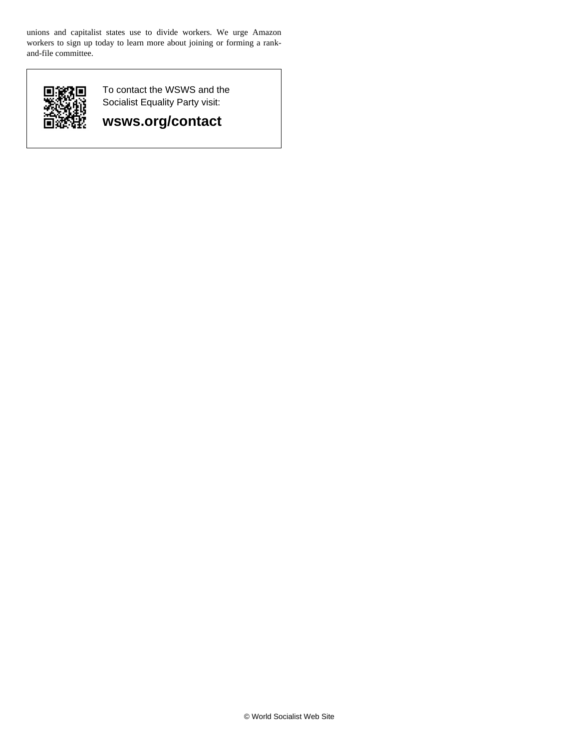unions and capitalist states use to divide workers. We urge Amazon workers to sign up today to learn more about joining or forming a rank-and-file committee.

To contact the WSWS and the Socialist Equality Party visit:

**wsws.org/contact**